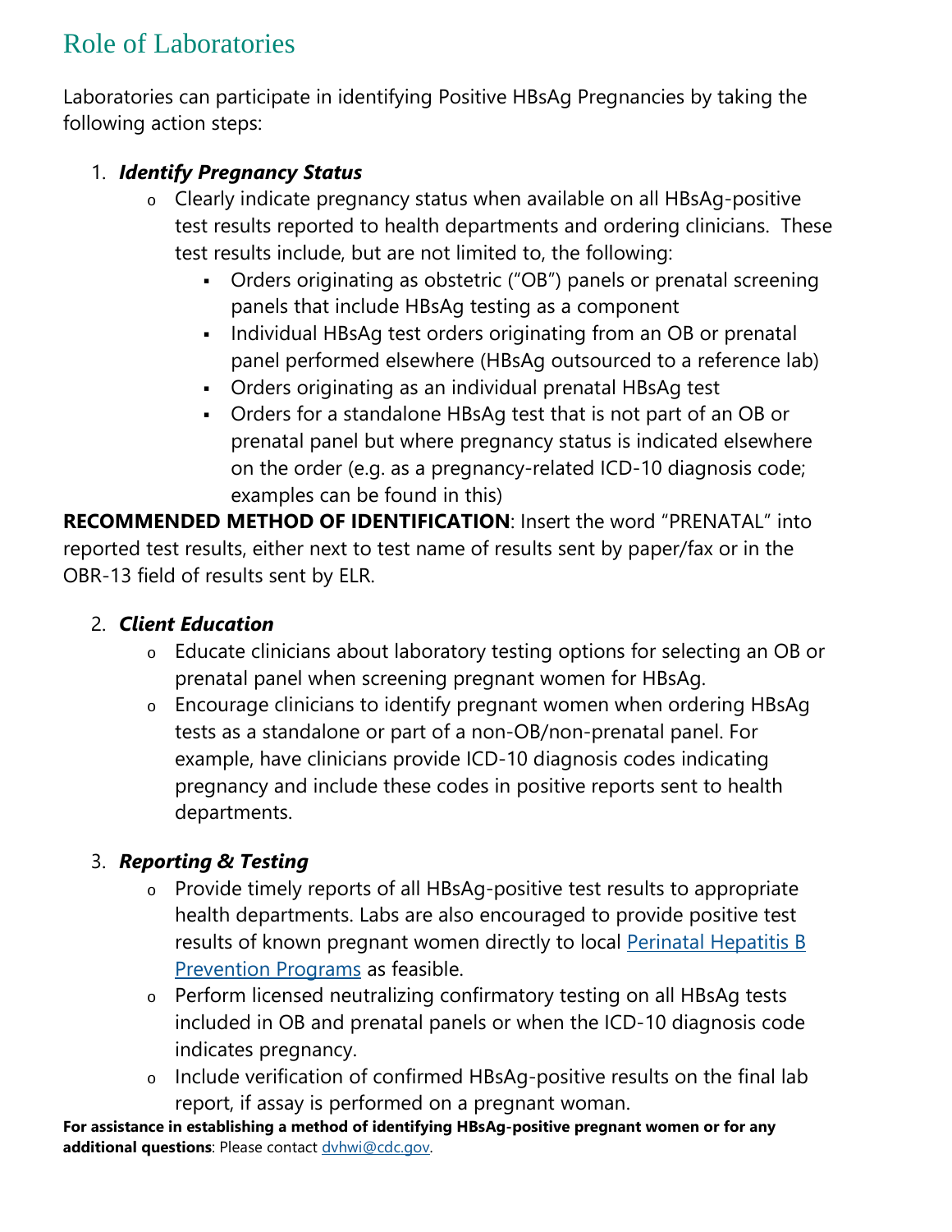# Role of Laboratories

Laboratories can participate in identifying Positive HBsAg Pregnancies by taking the following action steps:

1. ***Identify Pregnancy Status***
   - Clearly indicate pregnancy status when available on all HBsAg-positive test results reported to health departments and ordering clinicians. These test results include, but are not limited to, the following:
     - Orders originating as obstetric ("OB") panels or prenatal screening panels that include HBsAg testing as a component
     - Individual HBsAg test orders originating from an OB or prenatal panel performed elsewhere (HBsAg outsourced to a reference lab)
     - Orders originating as an individual prenatal HBsAg test
     - Orders for a standalone HBsAg test that is not part of an OB or prenatal panel but where pregnancy status is indicated elsewhere on the order (e.g. as a pregnancy-related ICD-10 diagnosis code; examples can be found in this)

**RECOMMENDED METHOD OF IDENTIFICATION**: Insert the word "PRENATAL" into reported test results, either next to test name of results sent by paper/fax or in the OBR-13 field of results sent by ELR.

2. ***Client Education***
   - Educate clinicians about laboratory testing options for selecting an OB or prenatal panel when screening pregnant women for HBsAg.
   - Encourage clinicians to identify pregnant women when ordering HBsAg tests as a standalone or part of a non-OB/non-prenatal panel. For example, have clinicians provide ICD-10 diagnosis codes indicating pregnancy and include these codes in positive reports sent to health departments.

3. ***Reporting & Testing***
   - Provide timely reports of all HBsAg-positive test results to appropriate health departments. Labs are also encouraged to provide positive test results of known pregnant women directly to local Perinatal Hepatitis B Prevention Programs as feasible.
   - Perform licensed neutralizing confirmatory testing on all HBsAg tests included in OB and prenatal panels or when the ICD-10 diagnosis code indicates pregnancy.
   - Include verification of confirmed HBsAg-positive results on the final lab report, if assay is performed on a pregnant woman.

**For assistance in establishing a method of identifying HBsAg-positive pregnant women or for any additional questions**: Please contact dvhwi@cdc.gov.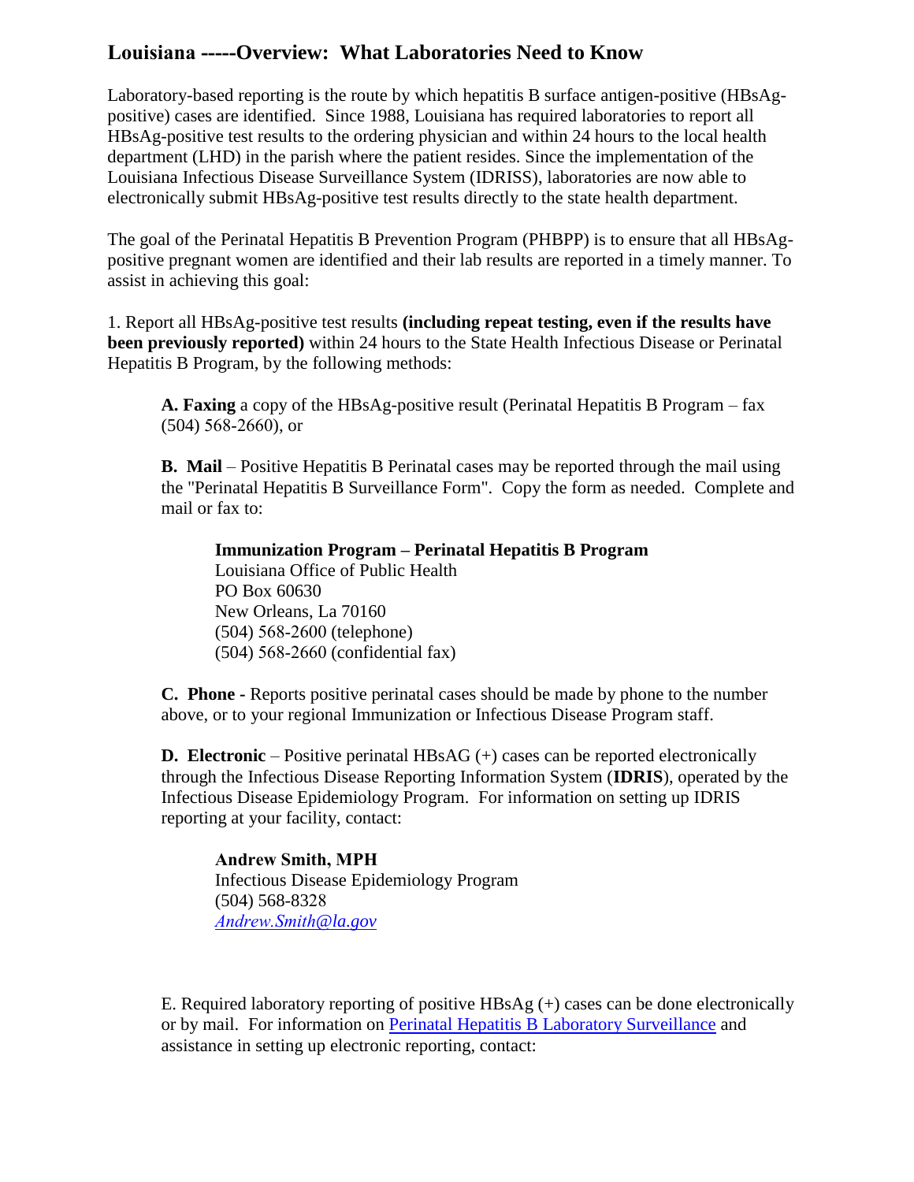## Louisiana -----Overview: What Laboratories Need to Know

Laboratory-based reporting is the route by which hepatitis B surface antigen-positive (HBsAg-positive) cases are identified. Since 1988, Louisiana has required laboratories to report all HBsAg-positive test results to the ordering physician and within 24 hours to the local health department (LHD) in the parish where the patient resides. Since the implementation of the Louisiana Infectious Disease Surveillance System (IDRISS), laboratories are now able to electronically submit HBsAg-positive test results directly to the state health department.

The goal of the Perinatal Hepatitis B Prevention Program (PHBPP) is to ensure that all HBsAg-positive pregnant women are identified and their lab results are reported in a timely manner. To assist in achieving this goal:

1. Report all HBsAg-positive test results **(including repeat testing, even if the results have been previously reported)** within 24 hours to the State Health Infectious Disease or Perinatal Hepatitis B Program, by the following methods:

   **A. Faxing** a copy of the HBsAg-positive result (Perinatal Hepatitis B Program – fax (504) 568-2660), or

   **B. Mail** – Positive Hepatitis B Perinatal cases may be reported through the mail using the "Perinatal Hepatitis B Surveillance Form". Copy the form as needed. Complete and mail or fax to:

   **Immunization Program – Perinatal Hepatitis B Program**
   Louisiana Office of Public Health
   PO Box 60630
   New Orleans, La 70160
   (504) 568-2600 (telephone)
   (504) 568-2660 (confidential fax)

   **C. Phone -** Reports positive perinatal cases should be made by phone to the number above, or to your regional Immunization or Infectious Disease Program staff.

   **D. Electronic** – Positive perinatal HBsAG (+) cases can be reported electronically through the Infectious Disease Reporting Information System (**IDRIS**), operated by the Infectious Disease Epidemiology Program. For information on setting up IDRIS reporting at your facility, contact:

   **Andrew Smith, MPH**
   Infectious Disease Epidemiology Program
   (504) 568-8328
   *Andrew.Smith@la.gov*

   E. Required laboratory reporting of positive HBsAg (+) cases can be done electronically or by mail. For information on Perinatal Hepatitis B Laboratory Surveillance and assistance in setting up electronic reporting, contact: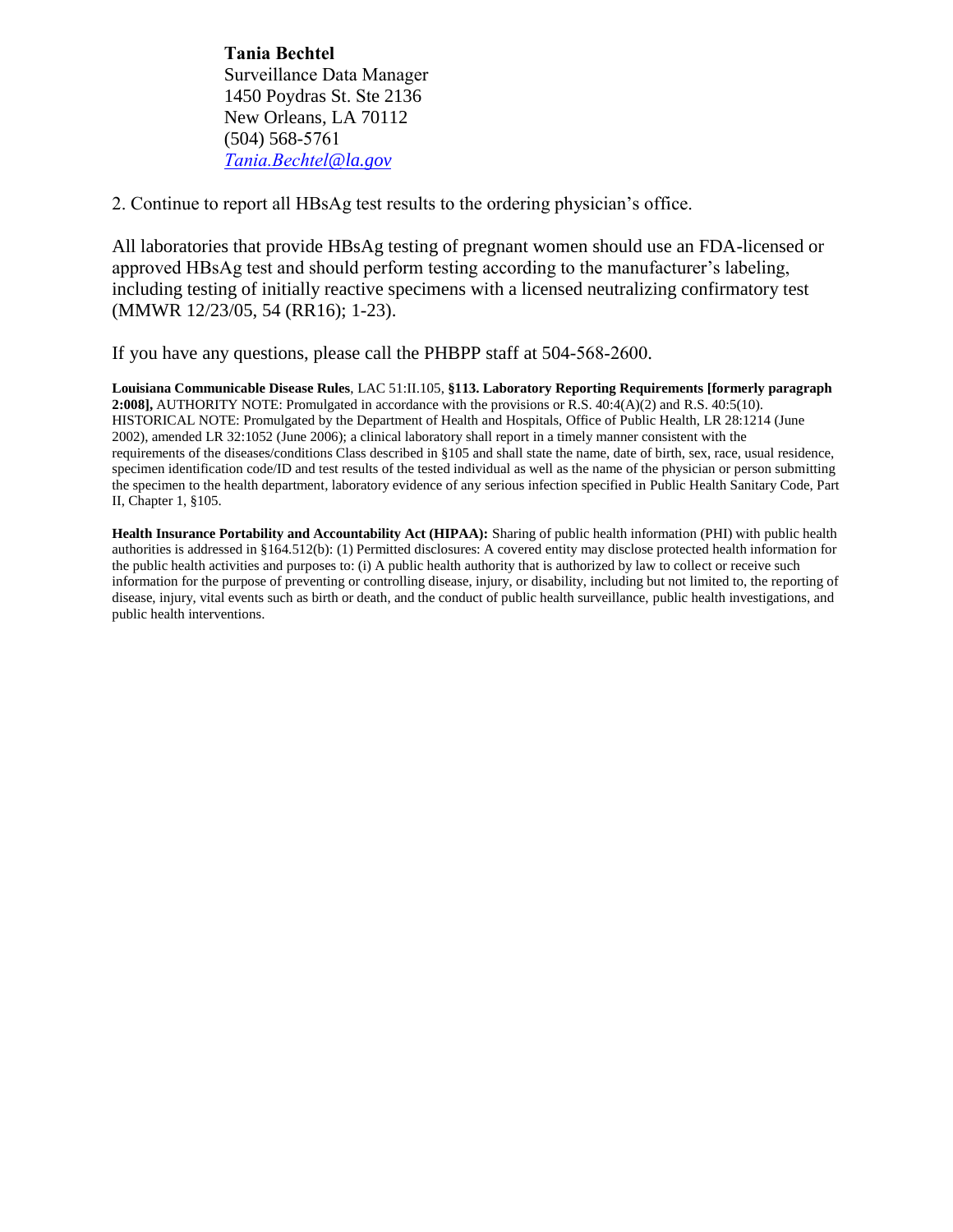**Tania Bechtel**
Surveillance Data Manager
1450 Poydras St. Ste 2136
New Orleans, LA 70112
(504) 568-5761
*Tania.Bechtel@la.gov*

2. Continue to report all HBsAg test results to the ordering physician's office.

All laboratories that provide HBsAg testing of pregnant women should use an FDA-licensed or approved HBsAg test and should perform testing according to the manufacturer's labeling, including testing of initially reactive specimens with a licensed neutralizing confirmatory test (MMWR 12/23/05, 54 (RR16); 1-23).

If you have any questions, please call the PHBPP staff at 504-568-2600.

**Louisiana Communicable Disease Rules**, LAC 51:II.105, **§113. Laboratory Reporting Requirements [formerly paragraph 2:008],** AUTHORITY NOTE: Promulgated in accordance with the provisions or R.S. 40:4(A)(2) and R.S. 40:5(10). HISTORICAL NOTE: Promulgated by the Department of Health and Hospitals, Office of Public Health, LR 28:1214 (June 2002), amended LR 32:1052 (June 2006); a clinical laboratory shall report in a timely manner consistent with the requirements of the diseases/conditions Class described in §105 and shall state the name, date of birth, sex, race, usual residence, specimen identification code/ID and test results of the tested individual as well as the name of the physician or person submitting the specimen to the health department, laboratory evidence of any serious infection specified in Public Health Sanitary Code, Part II, Chapter 1, §105.

**Health Insurance Portability and Accountability Act (HIPAA):** Sharing of public health information (PHI) with public health authorities is addressed in §164.512(b): (1) Permitted disclosures: A covered entity may disclose protected health information for the public health activities and purposes to: (i) A public health authority that is authorized by law to collect or receive such information for the purpose of preventing or controlling disease, injury, or disability, including but not limited to, the reporting of disease, injury, vital events such as birth or death, and the conduct of public health surveillance, public health investigations, and public health interventions.